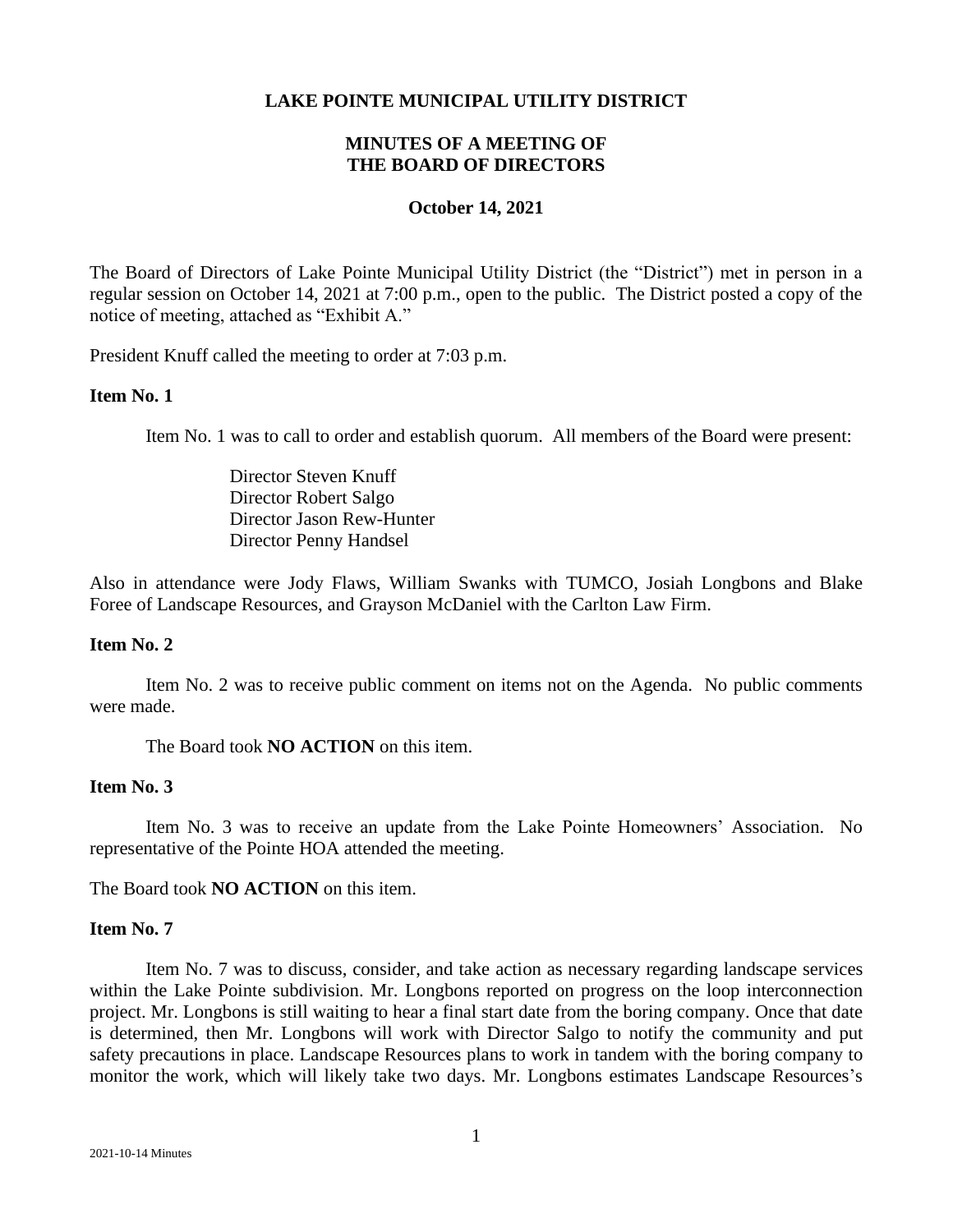# LAKE POINTE MUNICIPAL UTILITY DISTRICT

## MINUTES OF A MEETING OF THE BOARD OF DIRECTORS

**October 14, 2021**

The Board of Directors of Lake Pointe Municipal Utility District (the "District") met in person in a regular session on October 14, 2021 at 7:00 p.m., open to the public. The District posted a copy of the notice of meeting, attached as "Exhibit A."

President Knuff called the meeting to order at 7:03 p.m.

**Item No. 1**

Item No. 1 was to call to order and establish quorum. All members of the Board were present:

Director Steven Knuff
Director Robert Salgo
Director Jason Rew-Hunter
Director Penny Handsel

Also in attendance were Jody Flaws, William Swanks with TUMCO, Josiah Longbons and Blake Foree of Landscape Resources, and Grayson McDaniel with the Carlton Law Firm.

**Item No. 2**

Item No. 2 was to receive public comment on items not on the Agenda. No public comments were made.

The Board took **NO ACTION** on this item.

**Item No. 3**

Item No. 3 was to receive an update from the Lake Pointe Homeowners' Association. No representative of the Pointe HOA attended the meeting.

The Board took **NO ACTION** on this item.

**Item No. 7**

Item No. 7 was to discuss, consider, and take action as necessary regarding landscape services within the Lake Pointe subdivision. Mr. Longbons reported on progress on the loop interconnection project. Mr. Longbons is still waiting to hear a final start date from the boring company. Once that date is determined, then Mr. Longbons will work with Director Salgo to notify the community and put safety precautions in place. Landscape Resources plans to work in tandem with the boring company to monitor the work, which will likely take two days. Mr. Longbons estimates Landscape Resources's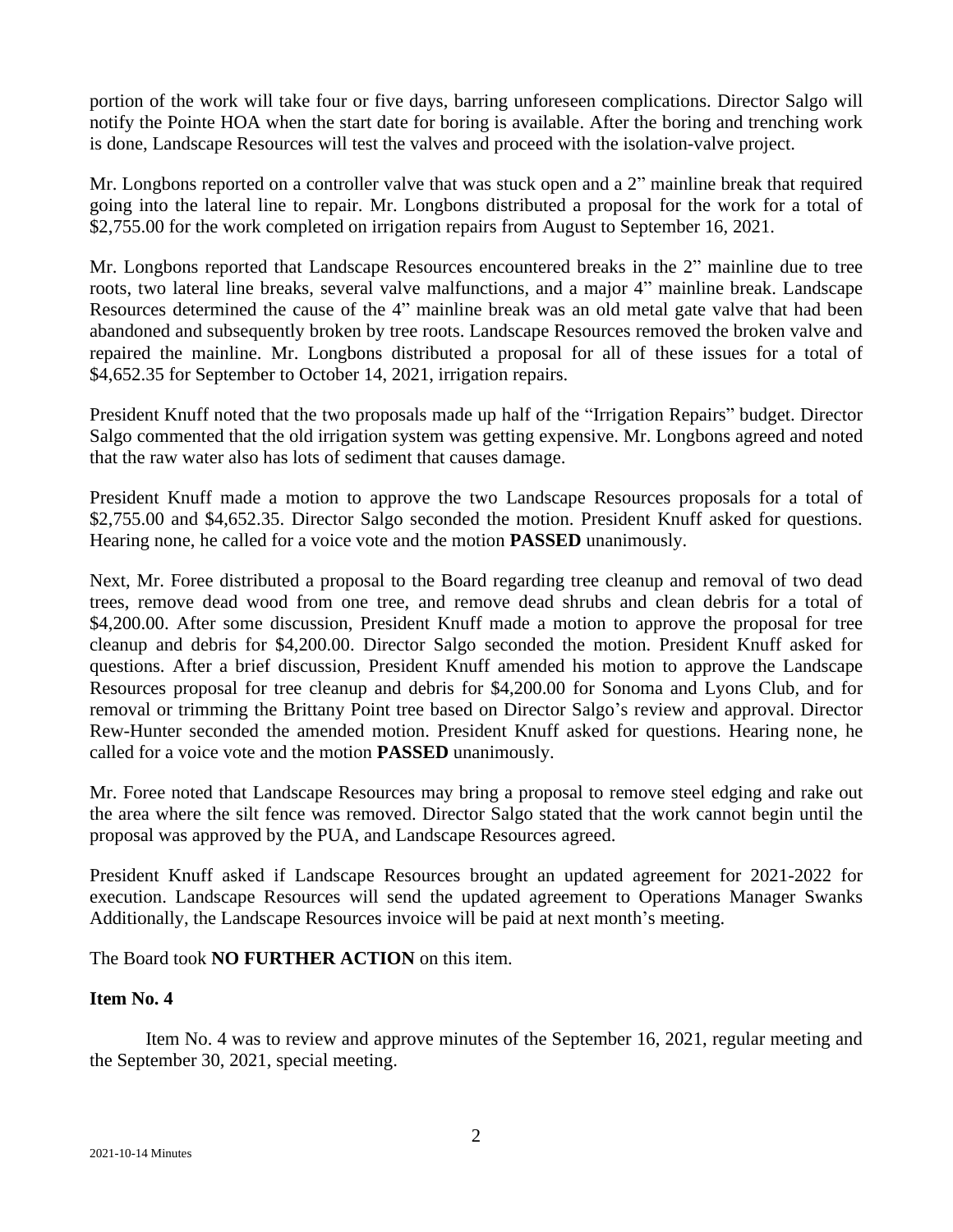portion of the work will take four or five days, barring unforeseen complications. Director Salgo will notify the Pointe HOA when the start date for boring is available. After the boring and trenching work is done, Landscape Resources will test the valves and proceed with the isolation-valve project.

Mr. Longbons reported on a controller valve that was stuck open and a 2" mainline break that required going into the lateral line to repair. Mr. Longbons distributed a proposal for the work for a total of $2,755.00 for the work completed on irrigation repairs from August to September 16, 2021.

Mr. Longbons reported that Landscape Resources encountered breaks in the 2" mainline due to tree roots, two lateral line breaks, several valve malfunctions, and a major 4" mainline break. Landscape Resources determined the cause of the 4" mainline break was an old metal gate valve that had been abandoned and subsequently broken by tree roots. Landscape Resources removed the broken valve and repaired the mainline. Mr. Longbons distributed a proposal for all of these issues for a total of $4,652.35 for September to October 14, 2021, irrigation repairs.

President Knuff noted that the two proposals made up half of the "Irrigation Repairs" budget. Director Salgo commented that the old irrigation system was getting expensive. Mr. Longbons agreed and noted that the raw water also has lots of sediment that causes damage.

President Knuff made a motion to approve the two Landscape Resources proposals for a total of $2,755.00 and $4,652.35. Director Salgo seconded the motion. President Knuff asked for questions. Hearing none, he called for a voice vote and the motion **PASSED** unanimously.

Next, Mr. Foree distributed a proposal to the Board regarding tree cleanup and removal of two dead trees, remove dead wood from one tree, and remove dead shrubs and clean debris for a total of $4,200.00. After some discussion, President Knuff made a motion to approve the proposal for tree cleanup and debris for $4,200.00. Director Salgo seconded the motion. President Knuff asked for questions. After a brief discussion, President Knuff amended his motion to approve the Landscape Resources proposal for tree cleanup and debris for $4,200.00 for Sonoma and Lyons Club, and for removal or trimming the Brittany Point tree based on Director Salgo's review and approval. Director Rew-Hunter seconded the amended motion. President Knuff asked for questions. Hearing none, he called for a voice vote and the motion **PASSED** unanimously.

Mr. Foree noted that Landscape Resources may bring a proposal to remove steel edging and rake out the area where the silt fence was removed. Director Salgo stated that the work cannot begin until the proposal was approved by the PUA, and Landscape Resources agreed.

President Knuff asked if Landscape Resources brought an updated agreement for 2021-2022 for execution. Landscape Resources will send the updated agreement to Operations Manager Swanks Additionally, the Landscape Resources invoice will be paid at next month's meeting.

The Board took **NO FURTHER ACTION** on this item.

**Item No. 4**

Item No. 4 was to review and approve minutes of the September 16, 2021, regular meeting and the September 30, 2021, special meeting.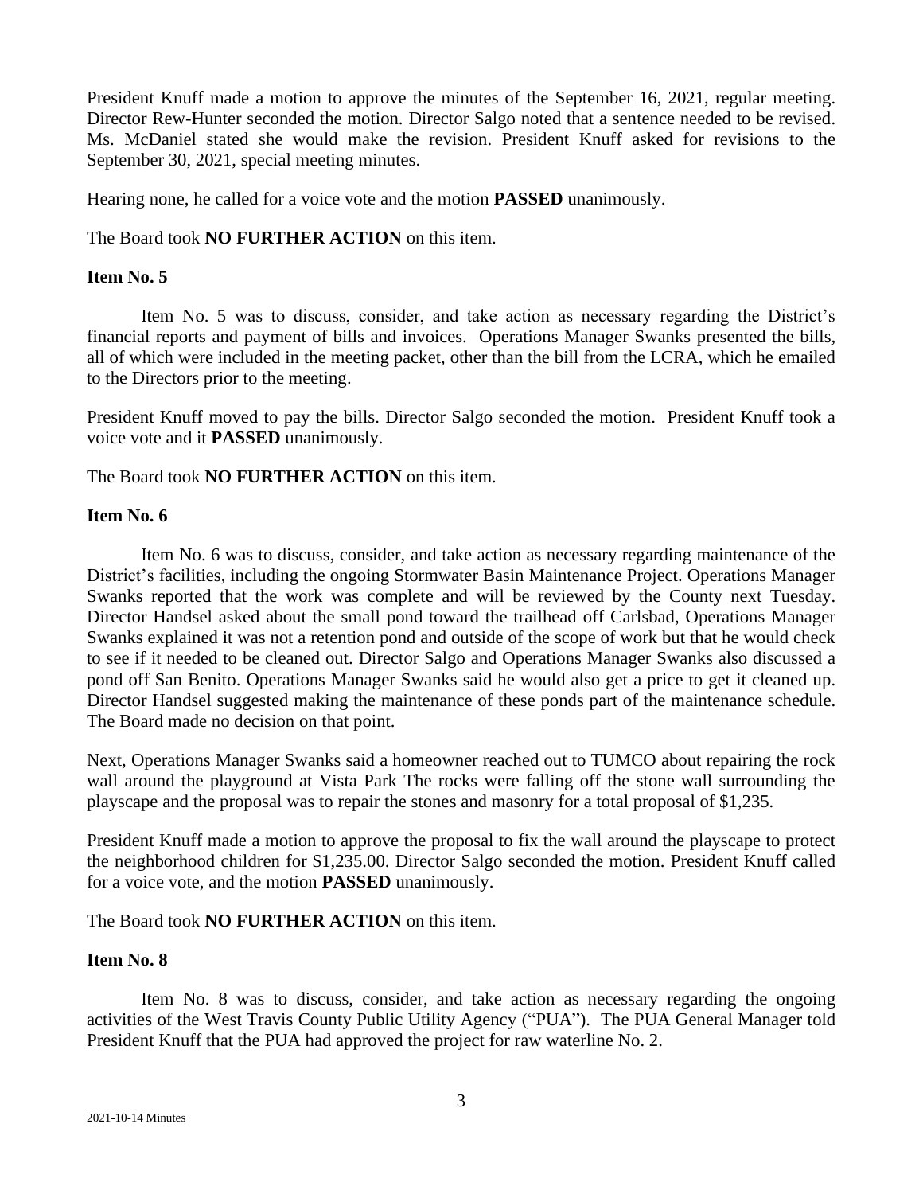President Knuff made a motion to approve the minutes of the September 16, 2021, regular meeting. Director Rew-Hunter seconded the motion. Director Salgo noted that a sentence needed to be revised. Ms. McDaniel stated she would make the revision. President Knuff asked for revisions to the September 30, 2021, special meeting minutes.

Hearing none, he called for a voice vote and the motion **PASSED** unanimously.

The Board took **NO FURTHER ACTION** on this item.

**Item No. 5**

Item No. 5 was to discuss, consider, and take action as necessary regarding the District's financial reports and payment of bills and invoices. Operations Manager Swanks presented the bills, all of which were included in the meeting packet, other than the bill from the LCRA, which he emailed to the Directors prior to the meeting.

President Knuff moved to pay the bills. Director Salgo seconded the motion. President Knuff took a voice vote and it **PASSED** unanimously.

The Board took **NO FURTHER ACTION** on this item.

**Item No. 6**

Item No. 6 was to discuss, consider, and take action as necessary regarding maintenance of the District's facilities, including the ongoing Stormwater Basin Maintenance Project. Operations Manager Swanks reported that the work was complete and will be reviewed by the County next Tuesday. Director Handsel asked about the small pond toward the trailhead off Carlsbad, Operations Manager Swanks explained it was not a retention pond and outside of the scope of work but that he would check to see if it needed to be cleaned out. Director Salgo and Operations Manager Swanks also discussed a pond off San Benito. Operations Manager Swanks said he would also get a price to get it cleaned up. Director Handsel suggested making the maintenance of these ponds part of the maintenance schedule. The Board made no decision on that point.

Next, Operations Manager Swanks said a homeowner reached out to TUMCO about repairing the rock wall around the playground at Vista Park The rocks were falling off the stone wall surrounding the playscape and the proposal was to repair the stones and masonry for a total proposal of $1,235.

President Knuff made a motion to approve the proposal to fix the wall around the playscape to protect the neighborhood children for $1,235.00. Director Salgo seconded the motion. President Knuff called for a voice vote, and the motion **PASSED** unanimously.

The Board took **NO FURTHER ACTION** on this item.

**Item No. 8**

Item No. 8 was to discuss, consider, and take action as necessary regarding the ongoing activities of the West Travis County Public Utility Agency ("PUA"). The PUA General Manager told President Knuff that the PUA had approved the project for raw waterline No. 2.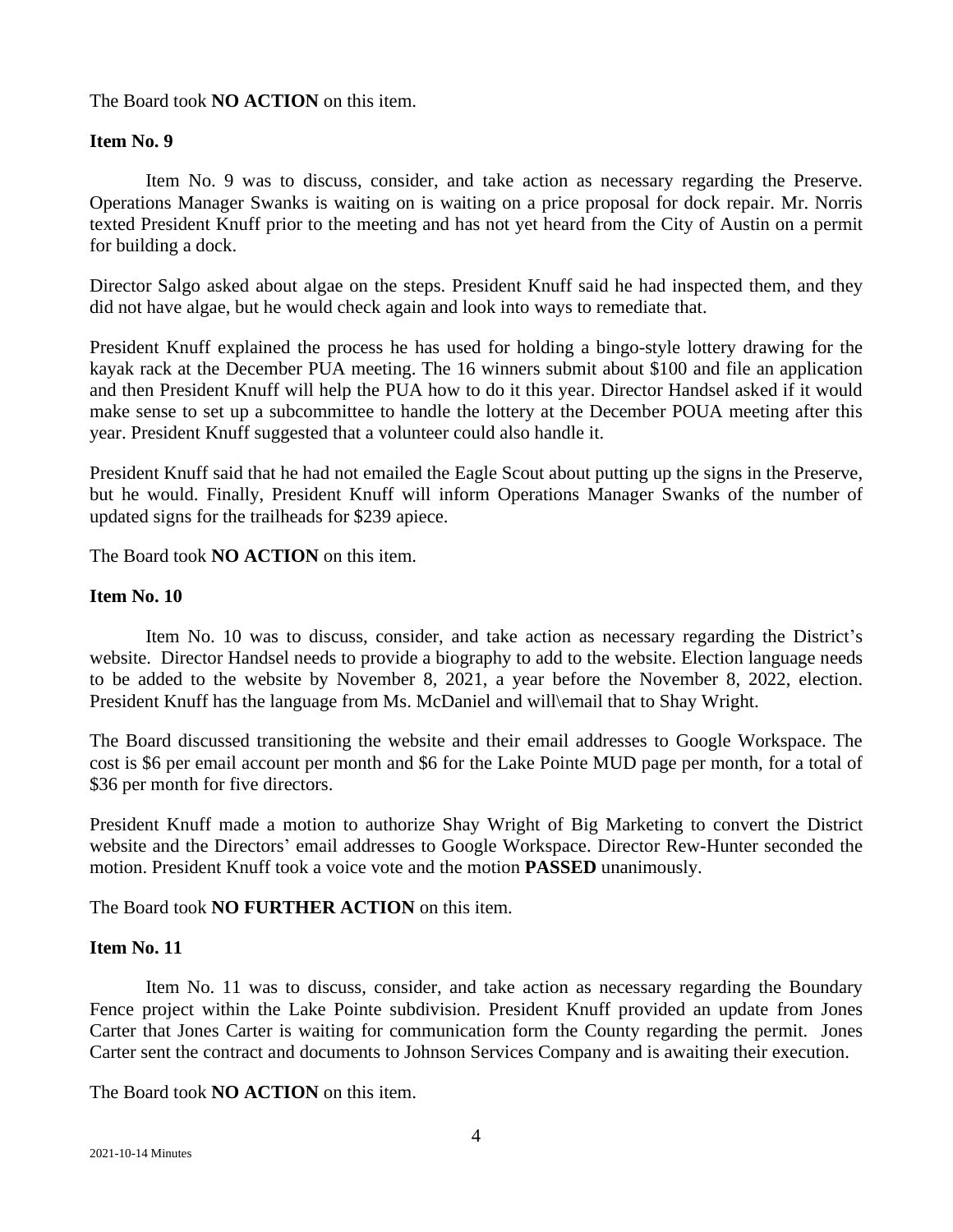The Board took **NO ACTION** on this item.

**Item No. 9**

Item No. 9 was to discuss, consider, and take action as necessary regarding the Preserve. Operations Manager Swanks is waiting on is waiting on a price proposal for dock repair. Mr. Norris texted President Knuff prior to the meeting and has not yet heard from the City of Austin on a permit for building a dock.

Director Salgo asked about algae on the steps. President Knuff said he had inspected them, and they did not have algae, but he would check again and look into ways to remediate that.

President Knuff explained the process he has used for holding a bingo-style lottery drawing for the kayak rack at the December PUA meeting. The 16 winners submit about $100 and file an application and then President Knuff will help the PUA how to do it this year. Director Handsel asked if it would make sense to set up a subcommittee to handle the lottery at the December POUA meeting after this year. President Knuff suggested that a volunteer could also handle it.

President Knuff said that he had not emailed the Eagle Scout about putting up the signs in the Preserve, but he would. Finally, President Knuff will inform Operations Manager Swanks of the number of updated signs for the trailheads for $239 apiece.

The Board took **NO ACTION** on this item.

**Item No. 10**

Item No. 10 was to discuss, consider, and take action as necessary regarding the District's website. Director Handsel needs to provide a biography to add to the website. Election language needs to be added to the website by November 8, 2021, a year before the November 8, 2022, election. President Knuff has the language from Ms. McDaniel and will\email that to Shay Wright.

The Board discussed transitioning the website and their email addresses to Google Workspace. The cost is $6 per email account per month and $6 for the Lake Pointe MUD page per month, for a total of $36 per month for five directors.

President Knuff made a motion to authorize Shay Wright of Big Marketing to convert the District website and the Directors' email addresses to Google Workspace. Director Rew-Hunter seconded the motion. President Knuff took a voice vote and the motion **PASSED** unanimously.

The Board took **NO FURTHER ACTION** on this item.

**Item No. 11**

Item No. 11 was to discuss, consider, and take action as necessary regarding the Boundary Fence project within the Lake Pointe subdivision. President Knuff provided an update from Jones Carter that Jones Carter is waiting for communication form the County regarding the permit. Jones Carter sent the contract and documents to Johnson Services Company and is awaiting their execution.

The Board took **NO ACTION** on this item.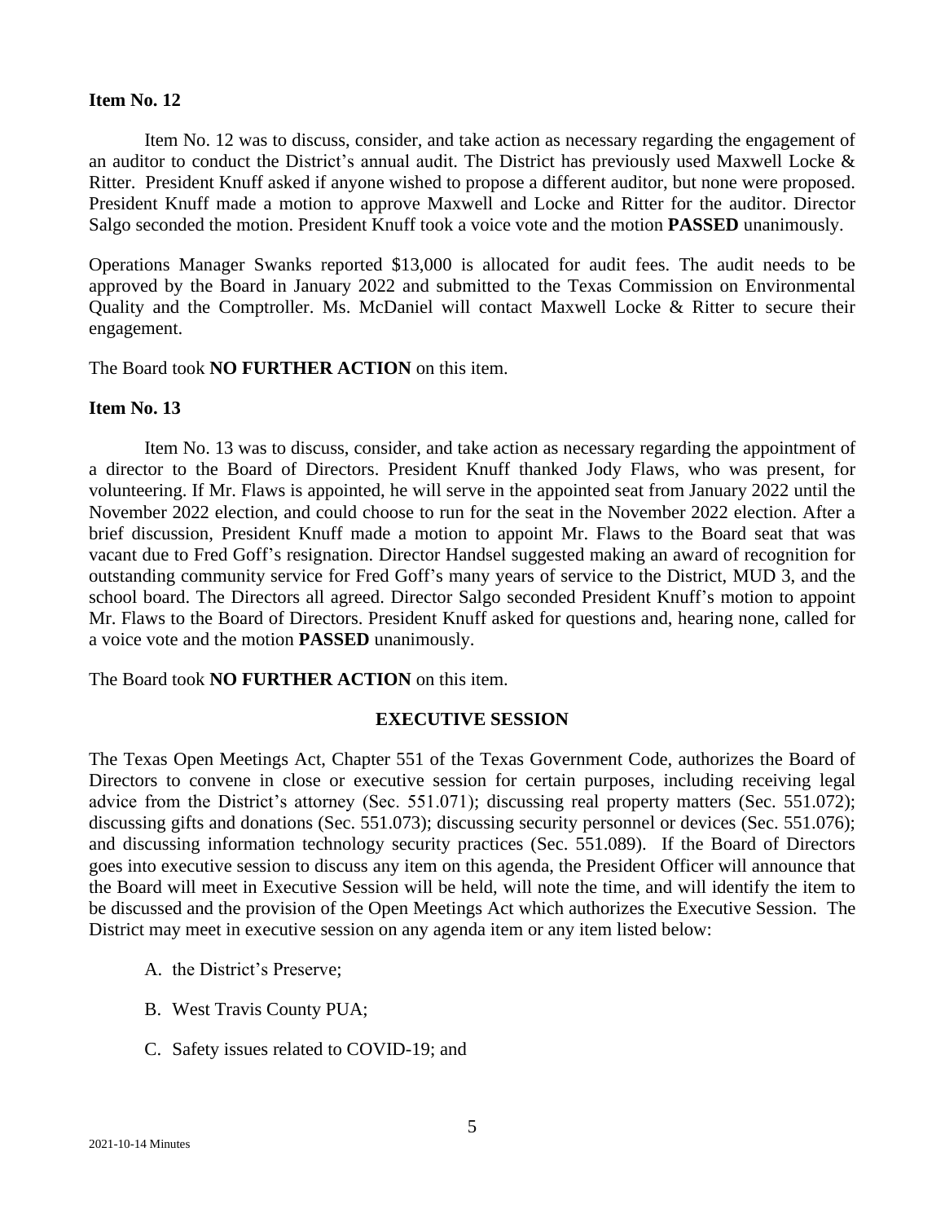**Item No. 12**

Item No. 12 was to discuss, consider, and take action as necessary regarding the engagement of an auditor to conduct the District's annual audit. The District has previously used Maxwell Locke & Ritter. President Knuff asked if anyone wished to propose a different auditor, but none were proposed. President Knuff made a motion to approve Maxwell and Locke and Ritter for the auditor. Director Salgo seconded the motion. President Knuff took a voice vote and the motion **PASSED** unanimously.

Operations Manager Swanks reported $13,000 is allocated for audit fees. The audit needs to be approved by the Board in January 2022 and submitted to the Texas Commission on Environmental Quality and the Comptroller. Ms. McDaniel will contact Maxwell Locke & Ritter to secure their engagement.

The Board took **NO FURTHER ACTION** on this item.

**Item No. 13**

Item No. 13 was to discuss, consider, and take action as necessary regarding the appointment of a director to the Board of Directors. President Knuff thanked Jody Flaws, who was present, for volunteering. If Mr. Flaws is appointed, he will serve in the appointed seat from January 2022 until the November 2022 election, and could choose to run for the seat in the November 2022 election. After a brief discussion, President Knuff made a motion to appoint Mr. Flaws to the Board seat that was vacant due to Fred Goff's resignation. Director Handsel suggested making an award of recognition for outstanding community service for Fred Goff's many years of service to the District, MUD 3, and the school board. The Directors all agreed. Director Salgo seconded President Knuff's motion to appoint Mr. Flaws to the Board of Directors. President Knuff asked for questions and, hearing none, called for a voice vote and the motion **PASSED** unanimously.

The Board took **NO FURTHER ACTION** on this item.

## EXECUTIVE SESSION

The Texas Open Meetings Act, Chapter 551 of the Texas Government Code, authorizes the Board of Directors to convene in close or executive session for certain purposes, including receiving legal advice from the District's attorney (Sec. 551.071); discussing real property matters (Sec. 551.072); discussing gifts and donations (Sec. 551.073); discussing security personnel or devices (Sec. 551.076); and discussing information technology security practices (Sec. 551.089). If the Board of Directors goes into executive session to discuss any item on this agenda, the President Officer will announce that the Board will meet in Executive Session will be held, will note the time, and will identify the item to be discussed and the provision of the Open Meetings Act which authorizes the Executive Session. The District may meet in executive session on any agenda item or any item listed below:

A. the District's Preserve;

B. West Travis County PUA;

C. Safety issues related to COVID-19; and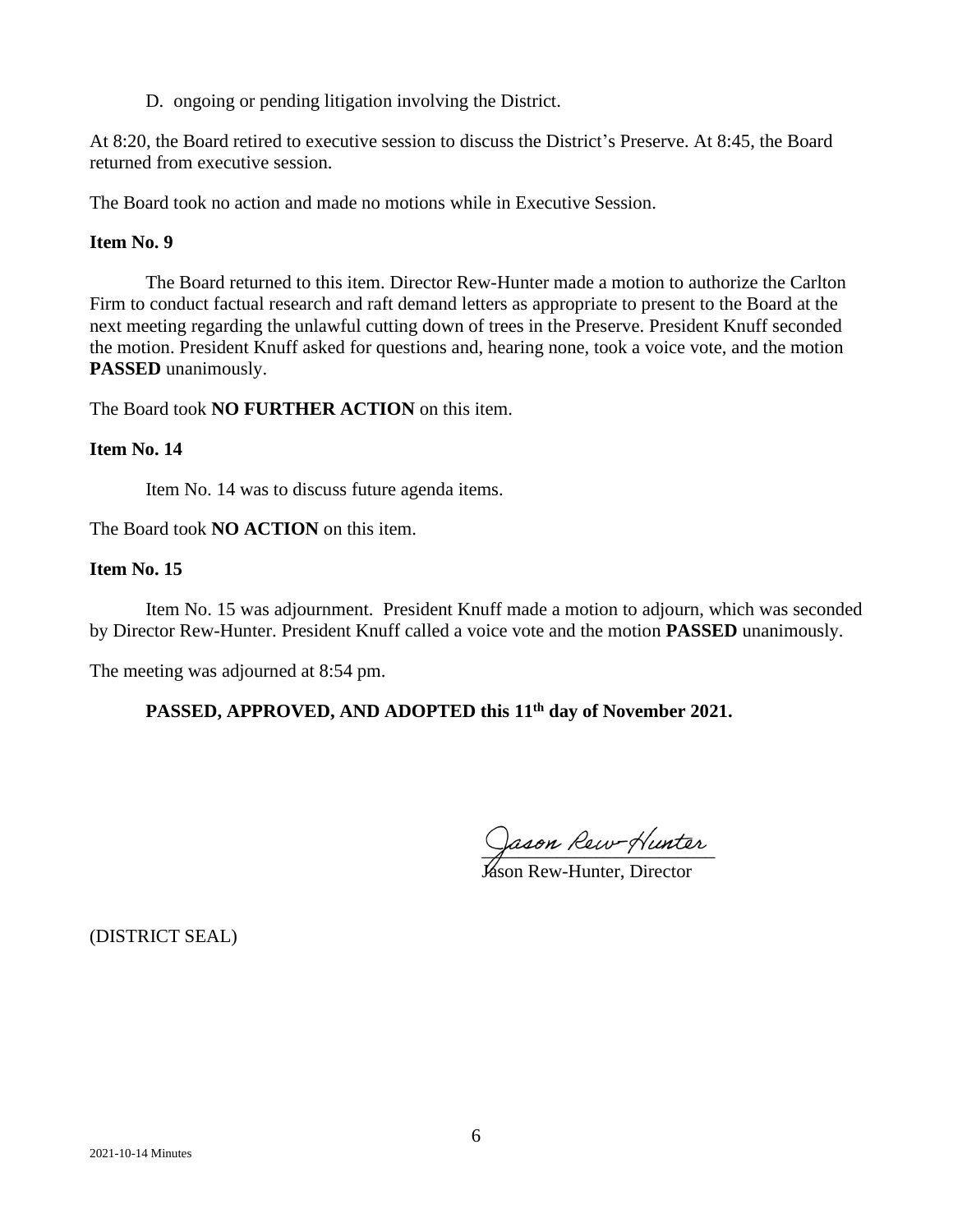D. ongoing or pending litigation involving the District.

At 8:20, the Board retired to executive session to discuss the District's Preserve. At 8:45, the Board returned from executive session.

The Board took no action and made no motions while in Executive Session.

**Item No. 9**

The Board returned to this item. Director Rew-Hunter made a motion to authorize the Carlton Firm to conduct factual research and raft demand letters as appropriate to present to the Board at the next meeting regarding the unlawful cutting down of trees in the Preserve. President Knuff seconded the motion. President Knuff asked for questions and, hearing none, took a voice vote, and the motion **PASSED** unanimously.

The Board took **NO FURTHER ACTION** on this item.

**Item No. 14**

Item No. 14 was to discuss future agenda items.

The Board took **NO ACTION** on this item.

**Item No. 15**

Item No. 15 was adjournment. President Knuff made a motion to adjourn, which was seconded by Director Rew-Hunter. President Knuff called a voice vote and the motion **PASSED** unanimously.

The meeting was adjourned at 8:54 pm.

**PASSED, APPROVED, AND ADOPTED this 11th day of November 2021.**

Jason Rew-Hunter

Jason Rew-Hunter, Director

(DISTRICT SEAL)

2021-10-14 Minutes